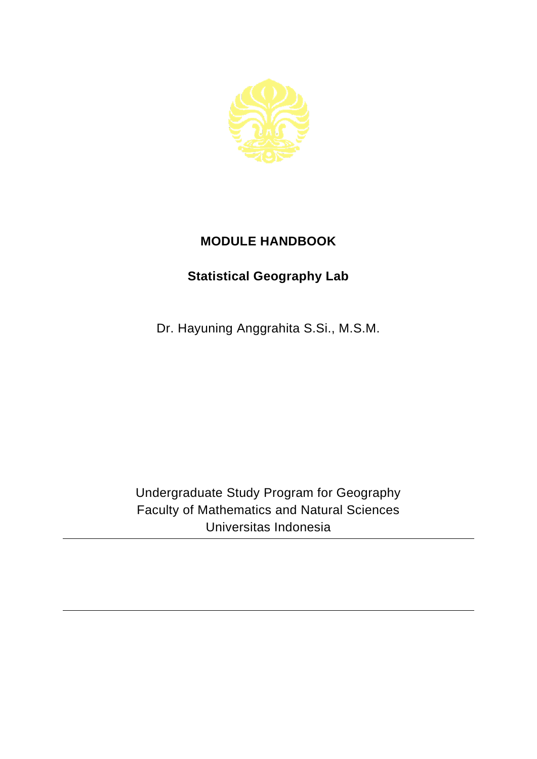# MODULE HANDBOOK

## Statistical Geography Lab

Dr. Hayuning Anggrahita S.Si., M.S.M.

Undergraduate Study Program for Geography
Faculty of Mathematics and Natural Sciences
Universitas Indonesia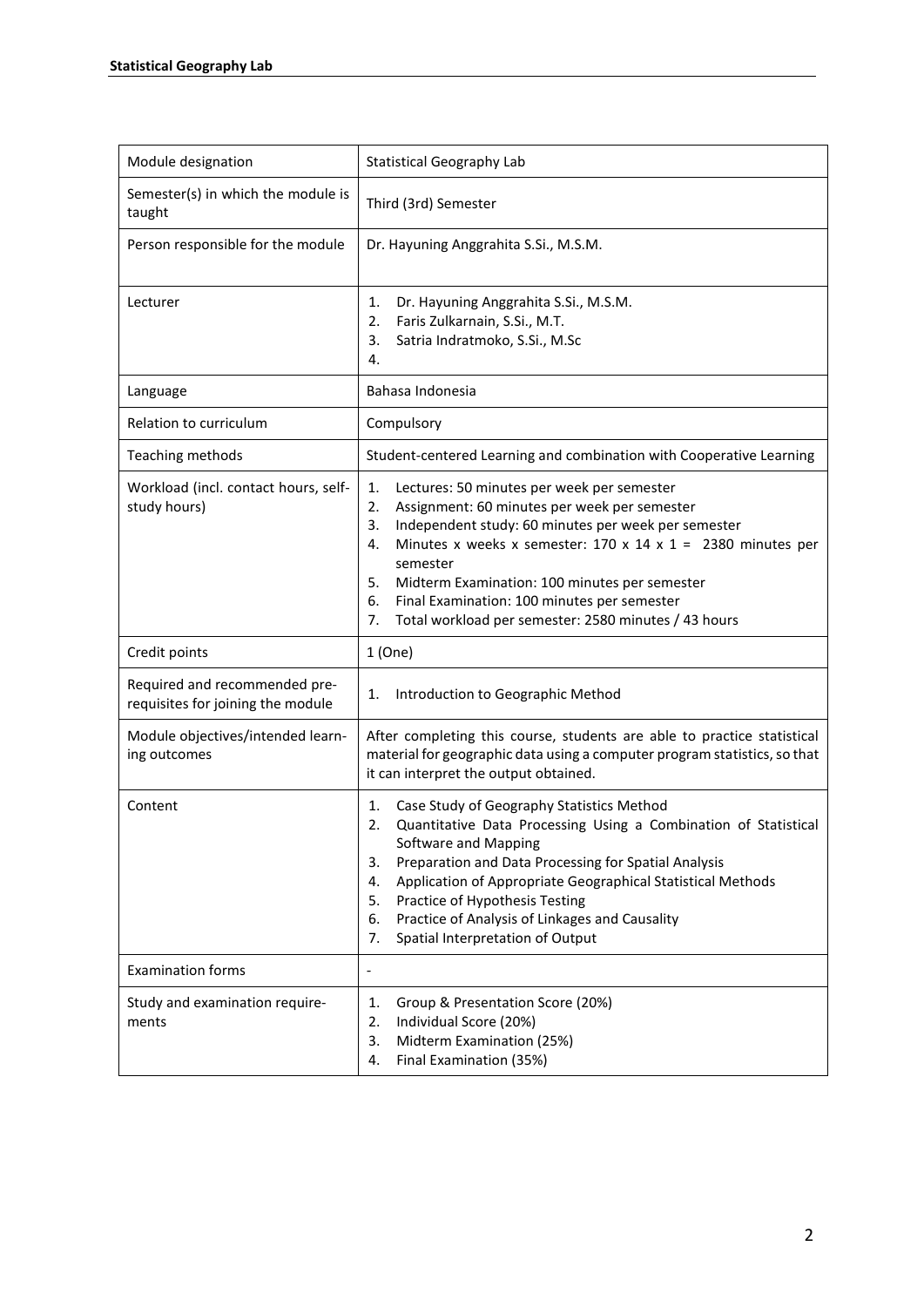| Module designation | Statistical Geography Lab |
|---|---|
| Semester(s) in which the module is taught | Third (3rd) Semester |
| Person responsible for the module | Dr. Hayuning Anggrahita S.Si., M.S.M. |
| Lecturer | 1. Dr. Hayuning Anggrahita S.Si., M.S.M.<br>2. Faris Zulkarnain, S.Si., M.T.<br>3. Satria Indratmoko, S.Si., M.Sc<br>4. |
| Language | Bahasa Indonesia |
| Relation to curriculum | Compulsory |
| Teaching methods | Student-centered Learning and combination with Cooperative Learning |
| Workload (incl. contact hours, self-study hours) | 1. Lectures: 50 minutes per week per semester<br>2. Assignment: 60 minutes per week per semester<br>3. Independent study: 60 minutes per week per semester<br>4. Minutes x weeks x semester: 170 x 14 x 1 = 2380 minutes per semester<br>5. Midterm Examination: 100 minutes per semester<br>6. Final Examination: 100 minutes per semester<br>7. Total workload per semester: 2580 minutes / 43 hours |
| Credit points | 1 (One) |
| Required and recommended pre-requisites for joining the module | 1. Introduction to Geographic Method |
| Module objectives/intended learning outcomes | After completing this course, students are able to practice statistical material for geographic data using a computer program statistics, so that it can interpret the output obtained. |
| Content | 1. Case Study of Geography Statistics Method<br>2. Quantitative Data Processing Using a Combination of Statistical Software and Mapping<br>3. Preparation and Data Processing for Spatial Analysis<br>4. Application of Appropriate Geographical Statistical Methods<br>5. Practice of Hypothesis Testing<br>6. Practice of Analysis of Linkages and Causality<br>7. Spatial Interpretation of Output |
| Examination forms | - |
| Study and examination requirements | 1. Group & Presentation Score (20%)<br>2. Individual Score (20%)<br>3. Midterm Examination (25%)<br>4. Final Examination (35%) |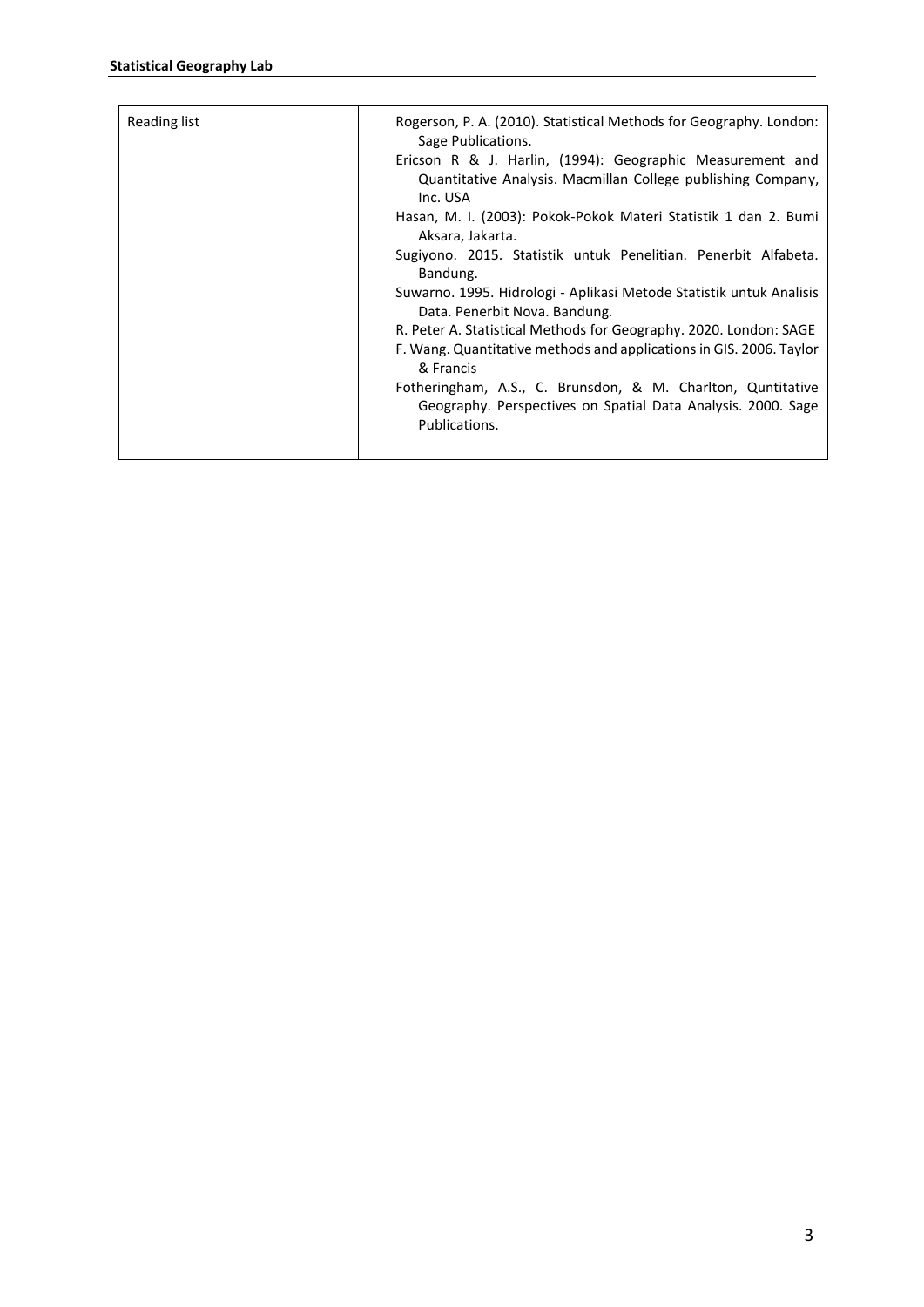| | |
|---|---|
| Reading list | Rogerson, P. A. (2010). Statistical Methods for Geography. London: Sage Publications.<br>Ericson R & J. Harlin, (1994): Geographic Measurement and Quantitative Analysis. Macmillan College publishing Company, Inc. USA<br>Hasan, M. I. (2003): Pokok-Pokok Materi Statistik 1 dan 2. Bumi Aksara, Jakarta.<br>Sugiyono. 2015. Statistik untuk Penelitian. Penerbit Alfabeta. Bandung.<br>Suwarno. 1995. Hidrologi - Aplikasi Metode Statistik untuk Analisis Data. Penerbit Nova. Bandung.<br>R. Peter A. Statistical Methods for Geography. 2020. London: SAGE<br>F. Wang. Quantitative methods and applications in GIS. 2006. Taylor & Francis<br>Fotheringham, A.S., C. Brunsdon, & M. Charlton, Quntitative Geography. Perspectives on Spatial Data Analysis. 2000. Sage Publications. |